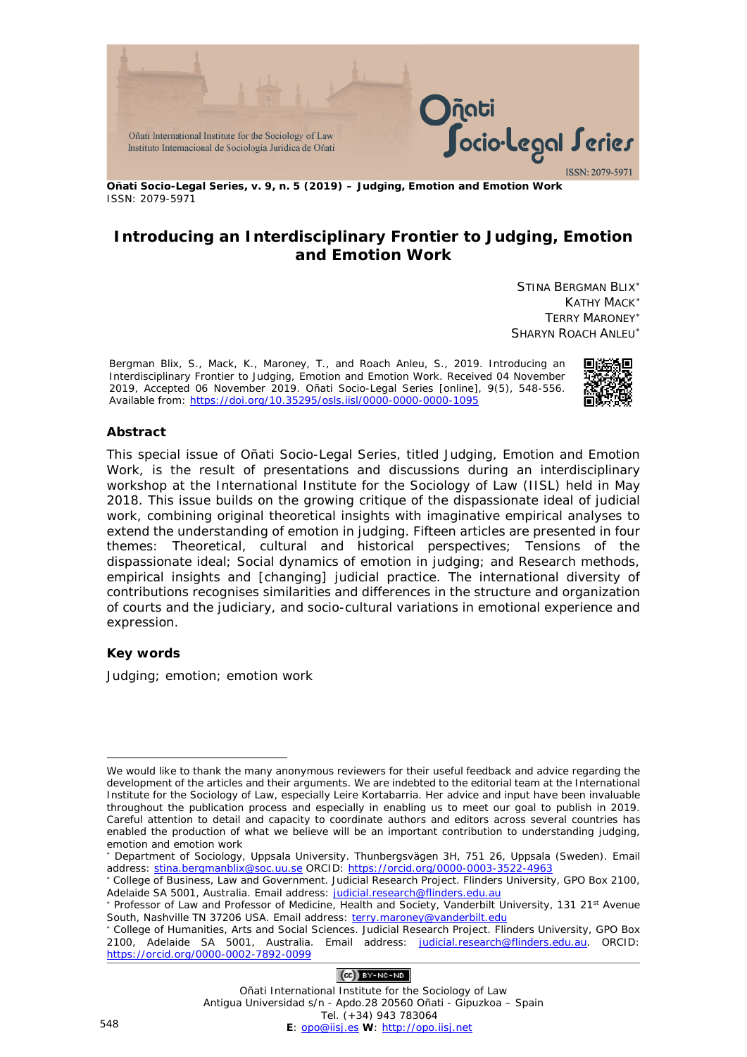# Introducing an Interdisciplinary Frontier to Judging, Emotion and Emotion Work

STINA BERGMAN BLIX[*]
KATHY MACK[*]
TERRY MARONEY[*]
SHARYN ROACH ANLEU[*]

Bergman Blix, S., Mack, K., Maroney, T., and Roach Anleu, S., 2019. Introducing an Interdisciplinary Frontier to Judging, Emotion and Emotion Work. Received 04 November 2019, Accepted 06 November 2019. Oñati Socio-Legal Series [online], 9(5), 548-556. Available from: https://doi.org/10.35295/osls.iisl/0000-0000-0000-1095

## Abstract

This special issue of Oñati Socio-Legal Series, titled Judging, Emotion and Emotion Work, is the result of presentations and discussions during an interdisciplinary workshop at the International Institute for the Sociology of Law (IISL) held in May 2018. This issue builds on the growing critique of the dispassionate ideal of judicial work, combining original theoretical insights with imaginative empirical analyses to extend the understanding of emotion in judging. Fifteen articles are presented in four themes: Theoretical, cultural and historical perspectives; Tensions of the dispassionate ideal; Social dynamics of emotion in judging; and Research methods, empirical insights and [changing] judicial practice. The international diversity of contributions recognises similarities and differences in the structure and organization of courts and the judiciary, and socio-cultural variations in emotional experience and expression.

## Key words

Judging; emotion; emotion work

---

We would like to thank the many anonymous reviewers for their useful feedback and advice regarding the development of the articles and their arguments. We are indebted to the editorial team at the International Institute for the Sociology of Law, especially Leire Kortabarria. Her advice and input have been invaluable throughout the publication process and especially in enabling us to meet our goal to publish in 2019. Careful attention to detail and capacity to coordinate authors and editors across several countries has enabled the production of what we believe will be an important contribution to understanding judging, emotion and emotion work

[*] Department of Sociology, Uppsala University. Thunbergsvägen 3H, 751 26, Uppsala (Sweden). Email address: stina.bergmanblix@soc.uu.se ORCID: https://orcid.org/0000-0003-3522-4963

[*] College of Business, Law and Government. Judicial Research Project. Flinders University, GPO Box 2100, Adelaide SA 5001, Australia. Email address: judicial.research@flinders.edu.au

[*] Professor of Law and Professor of Medicine, Health and Society, Vanderbilt University, 131 21st Avenue South, Nashville TN 37206 USA. Email address: terry.maroney@vanderbilt.edu

[*] College of Humanities, Arts and Social Sciences. Judicial Research Project. Flinders University, GPO Box 2100, Adelaide SA 5001, Australia. Email address: judicial.research@flinders.edu.au. ORCID: https://orcid.org/0000-0002-7892-0099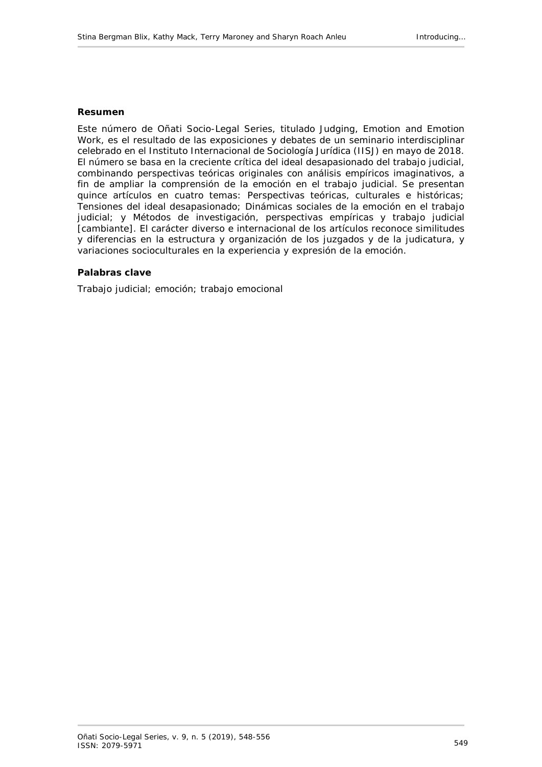#### Resumen

Este número de Oñati Socio-Legal Series, titulado Judging, Emotion and Emotion Work, es el resultado de las exposiciones y debates de un seminario interdisciplinar celebrado en el Instituto Internacional de Sociología Jurídica (IISJ) en mayo de 2018. El número se basa en la creciente crítica del ideal desapasionado del trabajo judicial, combinando perspectivas teóricas originales con análisis empíricos imaginativos, a fin de ampliar la comprensión de la emoción en el trabajo judicial. Se presentan quince artículos en cuatro temas: Perspectivas teóricas, culturales e históricas; Tensiones del ideal desapasionado; Dinámicas sociales de la emoción en el trabajo judicial; y Métodos de investigación, perspectivas empíricas y trabajo judicial [cambiante]. El carácter diverso e internacional de los artículos reconoce similitudes y diferencias en la estructura y organización de los juzgados y de la judicatura, y variaciones socioculturales en la experiencia y expresión de la emoción.

#### Palabras clave

Trabajo judicial; emoción; trabajo emocional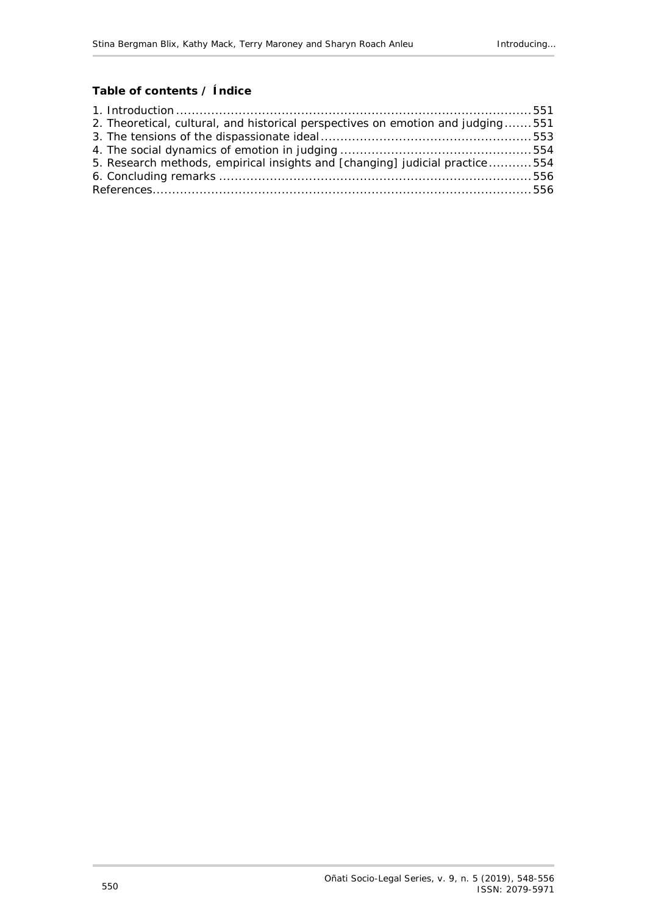**Table of contents / Índice**

1. Introduction ........................................................................................ 551
2. Theoretical, cultural, and historical perspectives on emotion and judging ....... 551
3. The tensions of the dispassionate ideal ..................................................... 553
4. The social dynamics of emotion in judging ................................................ 554
5. Research methods, empirical insights and [changing] judicial practice ........... 554
6. Concluding remarks ............................................................................... 556

References ................................................................................................ 556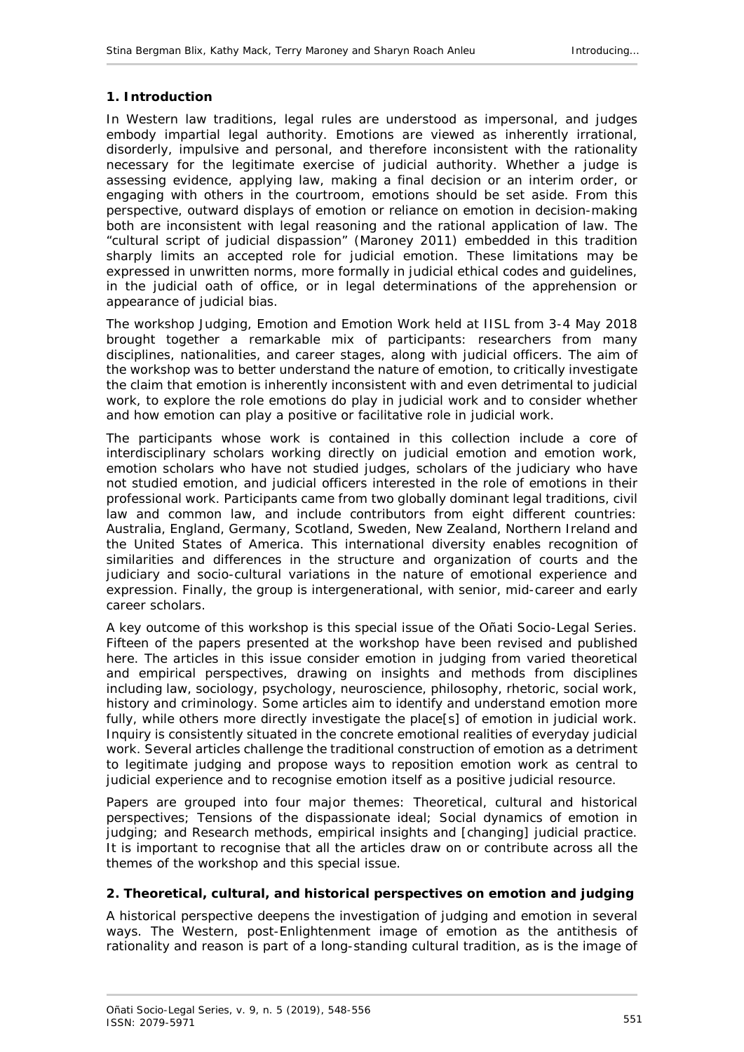## 1. Introduction

In Western law traditions, legal rules are understood as impersonal, and judges embody impartial legal authority. Emotions are viewed as inherently irrational, disorderly, impulsive and personal, and therefore inconsistent with the rationality necessary for the legitimate exercise of judicial authority. Whether a judge is assessing evidence, applying law, making a final decision or an interim order, or engaging with others in the courtroom, emotions should be set aside. From this perspective, outward displays of emotion or reliance on emotion in decision-making both are inconsistent with legal reasoning and the rational application of law. The "cultural script of judicial dispassion" (Maroney 2011) embedded in this tradition sharply limits an accepted role for judicial emotion. These limitations may be expressed in unwritten norms, more formally in judicial ethical codes and guidelines, in the judicial oath of office, or in legal determinations of the apprehension or appearance of judicial bias.

The workshop Judging, Emotion and Emotion Work held at IISL from 3-4 May 2018 brought together a remarkable mix of participants: researchers from many disciplines, nationalities, and career stages, along with judicial officers. The aim of the workshop was to better understand the nature of emotion, to critically investigate the claim that emotion is inherently inconsistent with and even detrimental to judicial work, to explore the role emotions do play in judicial work and to consider whether and how emotion can play a positive or facilitative role in judicial work.

The participants whose work is contained in this collection include a core of interdisciplinary scholars working directly on judicial emotion and emotion work, emotion scholars who have not studied judges, scholars of the judiciary who have not studied emotion, and judicial officers interested in the role of emotions in their professional work. Participants came from two globally dominant legal traditions, civil law and common law, and include contributors from eight different countries: Australia, England, Germany, Scotland, Sweden, New Zealand, Northern Ireland and the United States of America. This international diversity enables recognition of similarities and differences in the structure and organization of courts and the judiciary and socio-cultural variations in the nature of emotional experience and expression. Finally, the group is intergenerational, with senior, mid-career and early career scholars.

A key outcome of this workshop is this special issue of the Oñati Socio-Legal Series. Fifteen of the papers presented at the workshop have been revised and published here. The articles in this issue consider emotion in judging from varied theoretical and empirical perspectives, drawing on insights and methods from disciplines including law, sociology, psychology, neuroscience, philosophy, rhetoric, social work, history and criminology. Some articles aim to identify and understand emotion more fully, while others more directly investigate the place[s] of emotion in judicial work. Inquiry is consistently situated in the concrete emotional realities of everyday judicial work. Several articles challenge the traditional construction of emotion as a detriment to legitimate judging and propose ways to reposition emotion work as central to judicial experience and to recognise emotion itself as a positive judicial resource.

Papers are grouped into four major themes: Theoretical, cultural and historical perspectives; Tensions of the dispassionate ideal; Social dynamics of emotion in judging; and Research methods, empirical insights and [changing] judicial practice. It is important to recognise that all the articles draw on or contribute across all the themes of the workshop and this special issue.

## 2. Theoretical, cultural, and historical perspectives on emotion and judging

A historical perspective deepens the investigation of judging and emotion in several ways. The Western, post-Enlightenment image of emotion as the antithesis of rationality and reason is part of a long-standing cultural tradition, as is the image of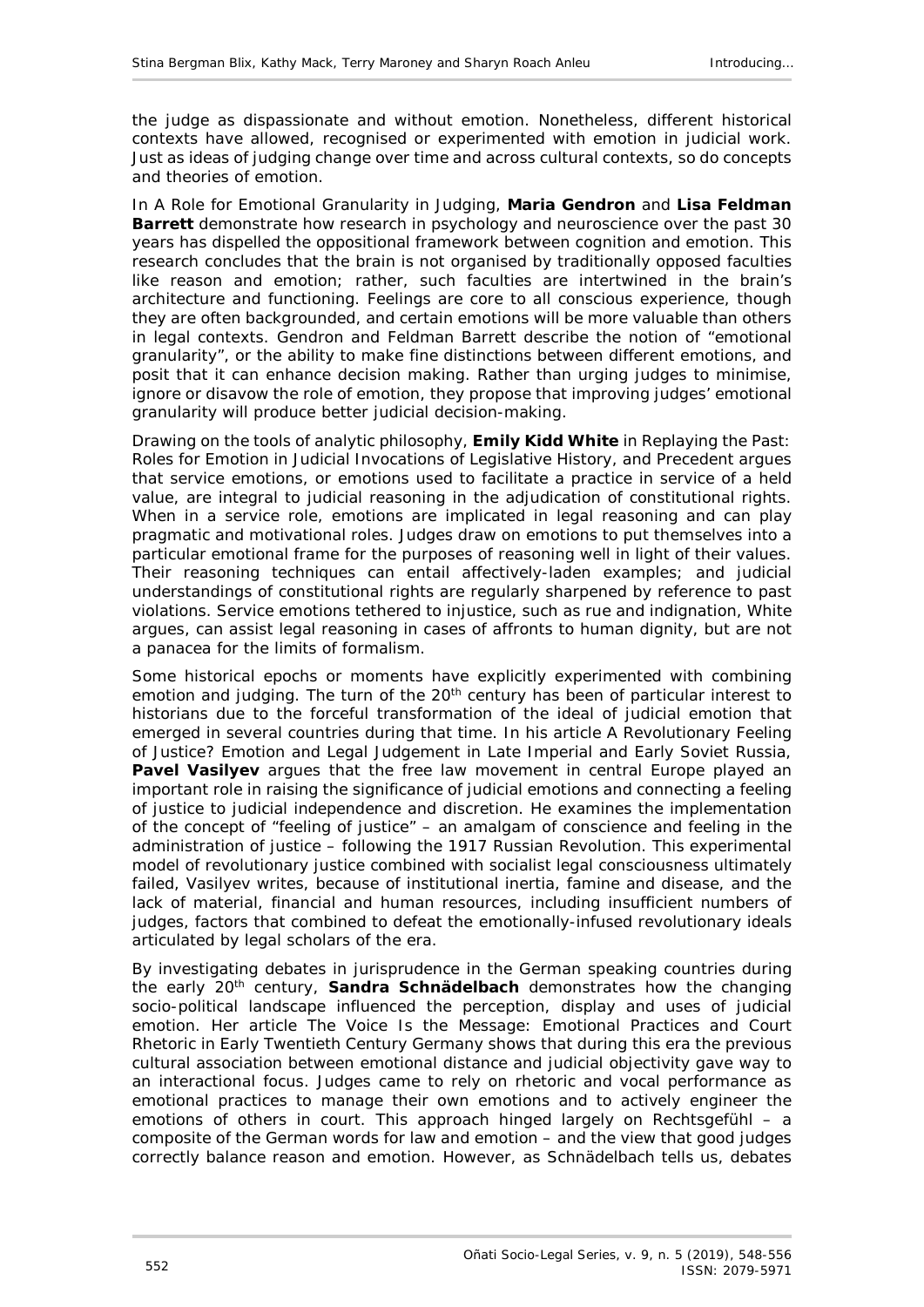the judge as dispassionate and without emotion. Nonetheless, different historical contexts have allowed, recognised or experimented with emotion in judicial work. Just as ideas of judging change over time and across cultural contexts, so do concepts and theories of emotion.

In *A Role for Emotional Granularity in Judging*, **Maria Gendron** and **Lisa Feldman Barrett** demonstrate how research in psychology and neuroscience over the past 30 years has dispelled the oppositional framework between cognition and emotion. This research concludes that the brain is not organised by traditionally opposed faculties like reason and emotion; rather, such faculties are intertwined in the brain's architecture and functioning. Feelings are core to all conscious experience, though they are often backgrounded, and certain emotions will be more valuable than others in legal contexts. Gendron and Feldman Barrett describe the notion of "emotional granularity", or the ability to make fine distinctions between different emotions, and posit that it can enhance decision making. Rather than urging judges to minimise, ignore or disavow the role of emotion, they propose that improving judges' emotional granularity will produce better judicial decision-making.

Drawing on the tools of analytic philosophy, **Emily Kidd White** in *Replaying the Past: Roles for Emotion in Judicial Invocations of Legislative History, and Precedent* argues that service emotions, or emotions used to facilitate a practice in service of a held value, are integral to judicial reasoning in the adjudication of constitutional rights. When in a service role, emotions are implicated in legal reasoning and can play pragmatic and motivational roles. Judges draw on emotions to put themselves into a particular emotional frame for the purposes of reasoning well in light of their values. Their reasoning techniques can entail affectively-laden examples; and judicial understandings of constitutional rights are regularly sharpened by reference to past violations. Service emotions tethered to injustice, such as rue and indignation, White argues, can assist legal reasoning in cases of affronts to human dignity, but are not a panacea for the limits of formalism.

Some historical epochs or moments have explicitly experimented with combining emotion and judging. The turn of the 20th century has been of particular interest to historians due to the forceful transformation of the ideal of judicial emotion that emerged in several countries during that time. In his article *A Revolutionary Feeling of Justice? Emotion and Legal Judgement in Late Imperial and Early Soviet Russia*, **Pavel Vasilyev** argues that the free law movement in central Europe played an important role in raising the significance of judicial emotions and connecting a feeling of justice to judicial independence and discretion. He examines the implementation of the concept of "feeling of justice" – an amalgam of conscience and feeling in the administration of justice – following the 1917 Russian Revolution. This experimental model of revolutionary justice combined with socialist legal consciousness ultimately failed, Vasilyev writes, because of institutional inertia, famine and disease, and the lack of material, financial and human resources, including insufficient numbers of judges, factors that combined to defeat the emotionally-infused revolutionary ideals articulated by legal scholars of the era.

By investigating debates in jurisprudence in the German speaking countries during the early 20th century, **Sandra Schnädelbach** demonstrates how the changing socio-political landscape influenced the perception, display and uses of judicial emotion. Her article *The Voice Is the Message: Emotional Practices and Court Rhetoric in Early Twentieth Century Germany* shows that during this era the previous cultural association between emotional distance and judicial objectivity gave way to an interactional focus. Judges came to rely on rhetoric and vocal performance as emotional practices to manage their own emotions and to actively engineer the emotions of others in court. This approach hinged largely on *Rechtsgefühl* – a composite of the German words for law and emotion – and the view that good judges correctly balance reason and emotion. However, as Schnädelbach tells us, debates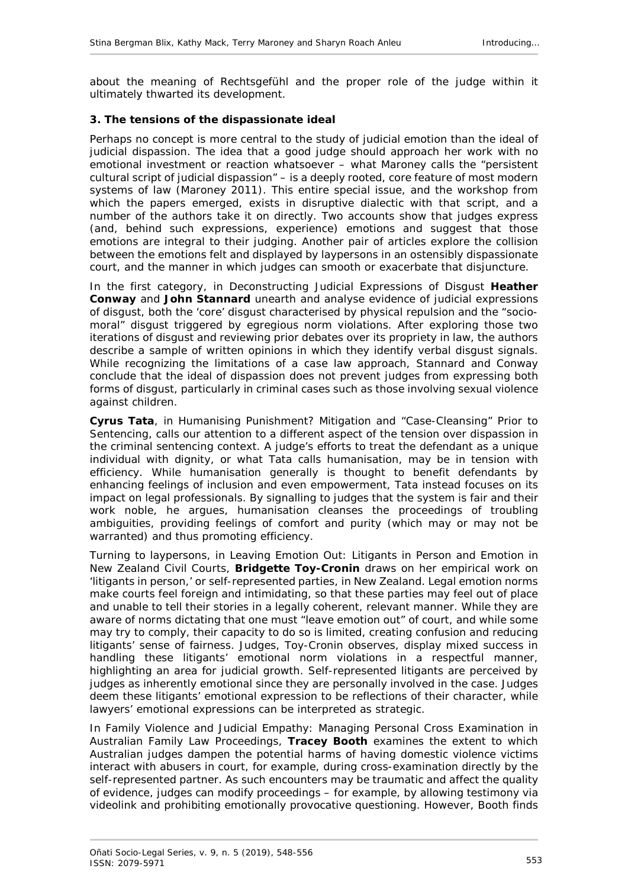about the meaning of Rechtsgefühl and the proper role of the judge within it ultimately thwarted its development.

### 3. The tensions of the dispassionate ideal

Perhaps no concept is more central to the study of judicial emotion than the ideal of judicial dispassion. The idea that a good judge should approach her work with no emotional investment or reaction whatsoever – what Maroney calls the "persistent cultural script of judicial dispassion" – is a deeply rooted, core feature of most modern systems of law (Maroney 2011). This entire special issue, and the workshop from which the papers emerged, exists in disruptive dialectic with that script, and a number of the authors take it on directly. Two accounts show that judges express (and, behind such expressions, experience) emotions and suggest that those emotions are integral to their judging. Another pair of articles explore the collision between the emotions felt and displayed by laypersons in an ostensibly dispassionate court, and the manner in which judges can smooth or exacerbate that disjuncture.

In the first category, in Deconstructing Judicial Expressions of Disgust **Heather Conway** and **John Stannard** unearth and analyse evidence of judicial expressions of disgust, both the 'core' disgust characterised by physical repulsion and the "socio-moral" disgust triggered by egregious norm violations. After exploring those two iterations of disgust and reviewing prior debates over its propriety in law, the authors describe a sample of written opinions in which they identify verbal disgust signals. While recognizing the limitations of a case law approach, Stannard and Conway conclude that the ideal of dispassion does not prevent judges from expressing both forms of disgust, particularly in criminal cases such as those involving sexual violence against children.

**Cyrus Tata**, in Humanising Punishment? Mitigation and "Case-Cleansing" Prior to Sentencing, calls our attention to a different aspect of the tension over dispassion in the criminal sentencing context. A judge's efforts to treat the defendant as a unique individual with dignity, or what Tata calls humanisation, may be in tension with efficiency. While humanisation generally is thought to benefit defendants by enhancing feelings of inclusion and even empowerment, Tata instead focuses on its impact on legal professionals. By signalling to judges that the system is fair and their work noble, he argues, humanisation cleanses the proceedings of troubling ambiguities, providing feelings of comfort and purity (which may or may not be warranted) and thus promoting efficiency.

Turning to laypersons, in Leaving Emotion Out: Litigants in Person and Emotion in New Zealand Civil Courts, **Bridgette Toy-Cronin** draws on her empirical work on 'litigants in person,' or self-represented parties, in New Zealand. Legal emotion norms make courts feel foreign and intimidating, so that these parties may feel out of place and unable to tell their stories in a legally coherent, relevant manner. While they are aware of norms dictating that one must "leave emotion out" of court, and while some may try to comply, their capacity to do so is limited, creating confusion and reducing litigants' sense of fairness. Judges, Toy-Cronin observes, display mixed success in handling these litigants' emotional norm violations in a respectful manner, highlighting an area for judicial growth. Self-represented litigants are perceived by judges as inherently emotional since they are personally involved in the case. Judges deem these litigants' emotional expression to be reflections of their character, while lawyers' emotional expressions can be interpreted as strategic.

In Family Violence and Judicial Empathy: Managing Personal Cross Examination in Australian Family Law Proceedings, **Tracey Booth** examines the extent to which Australian judges dampen the potential harms of having domestic violence victims interact with abusers in court, for example, during cross-examination directly by the self-represented partner. As such encounters may be traumatic and affect the quality of evidence, judges can modify proceedings – for example, by allowing testimony via videolink and prohibiting emotionally provocative questioning. However, Booth finds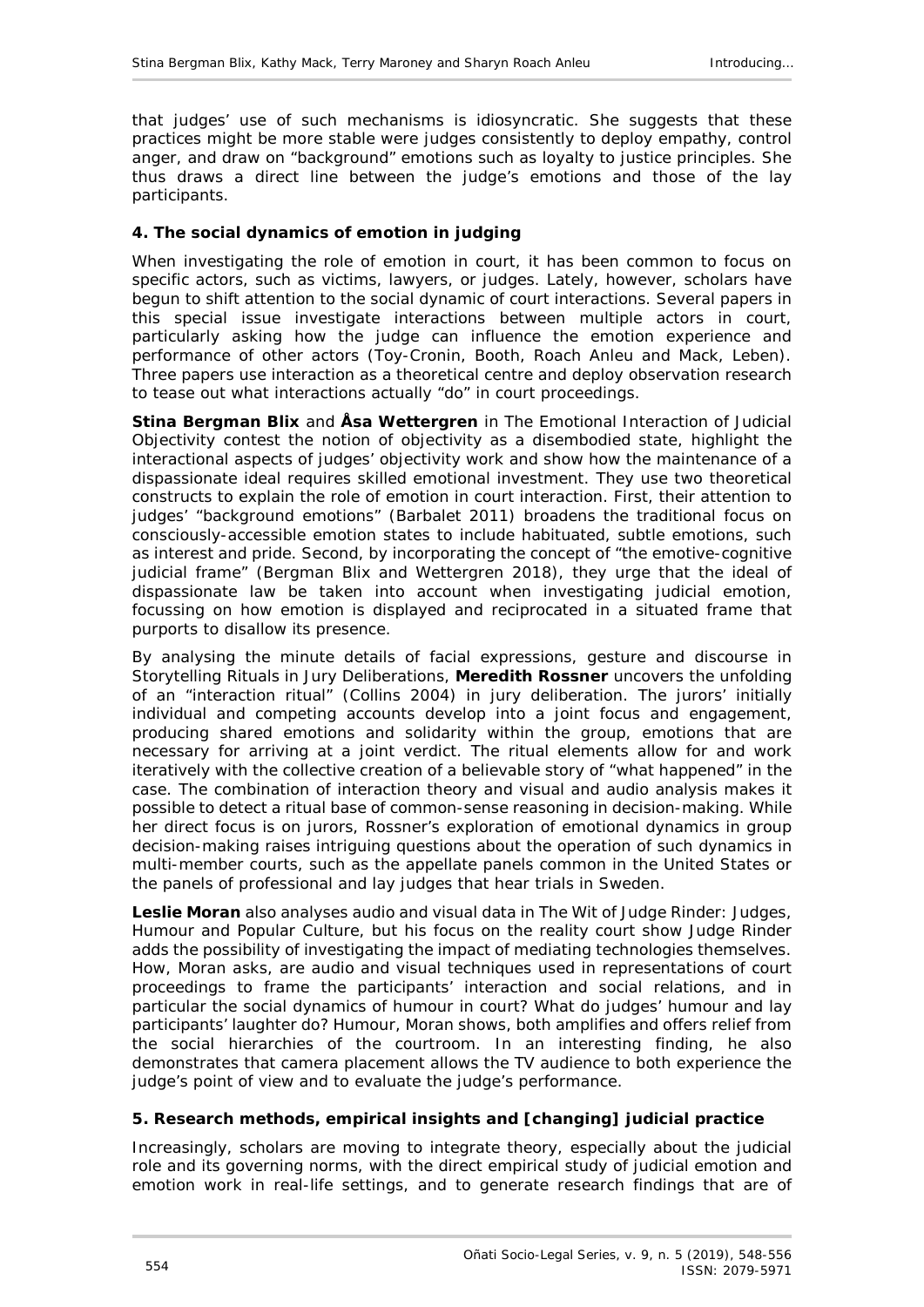that judges' use of such mechanisms is idiosyncratic. She suggests that these practices might be more stable were judges consistently to deploy empathy, control anger, and draw on "background" emotions such as loyalty to justice principles. She thus draws a direct line between the judge's emotions and those of the lay participants.

### 4. The social dynamics of emotion in judging

When investigating the role of emotion in court, it has been common to focus on specific actors, such as victims, lawyers, or judges. Lately, however, scholars have begun to shift attention to the social dynamic of court interactions. Several papers in this special issue investigate interactions between multiple actors in court, particularly asking how the judge can influence the emotion experience and performance of other actors (Toy-Cronin, Booth, Roach Anleu and Mack, Leben). Three papers use interaction as a theoretical centre and deploy observation research to tease out what interactions actually "do" in court proceedings.

**Stina Bergman Blix** and **Åsa Wettergren** in *The Emotional Interaction of Judicial Objectivity* contest the notion of objectivity as a disembodied state, highlight the interactional aspects of judges' objectivity work and show how the maintenance of a dispassionate ideal requires skilled emotional investment. They use two theoretical constructs to explain the role of emotion in court interaction. First, their attention to judges' "background emotions" (Barbalet 2011) broadens the traditional focus on consciously-accessible emotion states to include habituated, subtle emotions, such as interest and pride. Second, by incorporating the concept of "the emotive-cognitive judicial frame" (Bergman Blix and Wettergren 2018), they urge that the ideal of dispassionate law be taken into account when investigating judicial emotion, focussing on how emotion is displayed and reciprocated in a situated frame that purports to disallow its presence.

By analysing the minute details of facial expressions, gesture and discourse in *Storytelling Rituals in Jury Deliberations*, **Meredith Rossner** uncovers the unfolding of an "interaction ritual" (Collins 2004) in jury deliberation. The jurors' initially individual and competing accounts develop into a joint focus and engagement, producing shared emotions and solidarity within the group, emotions that are necessary for arriving at a joint verdict. The ritual elements allow for and work iteratively with the collective creation of a believable story of "what happened" in the case. The combination of interaction theory and visual and audio analysis makes it possible to detect a ritual base of common-sense reasoning in decision-making. While her direct focus is on jurors, Rossner's exploration of emotional dynamics in group decision-making raises intriguing questions about the operation of such dynamics in multi-member courts, such as the appellate panels common in the United States or the panels of professional and lay judges that hear trials in Sweden.

**Leslie Moran** also analyses audio and visual data in *The Wit of Judge Rinder: Judges, Humour and Popular Culture*, but his focus on the reality court show Judge Rinder adds the possibility of investigating the impact of mediating technologies themselves. How, Moran asks, are audio and visual techniques used in representations of court proceedings to frame the participants' interaction and social relations, and in particular the social dynamics of humour in court? What do judges' humour and lay participants' laughter do? Humour, Moran shows, both amplifies and offers relief from the social hierarchies of the courtroom. In an interesting finding, he also demonstrates that camera placement allows the TV audience to both experience the judge's point of view and to evaluate the judge's performance.

### 5. Research methods, empirical insights and [changing] judicial practice

Increasingly, scholars are moving to integrate theory, especially about the judicial role and its governing norms, with the direct empirical study of judicial emotion and emotion work in real-life settings, and to generate research findings that are of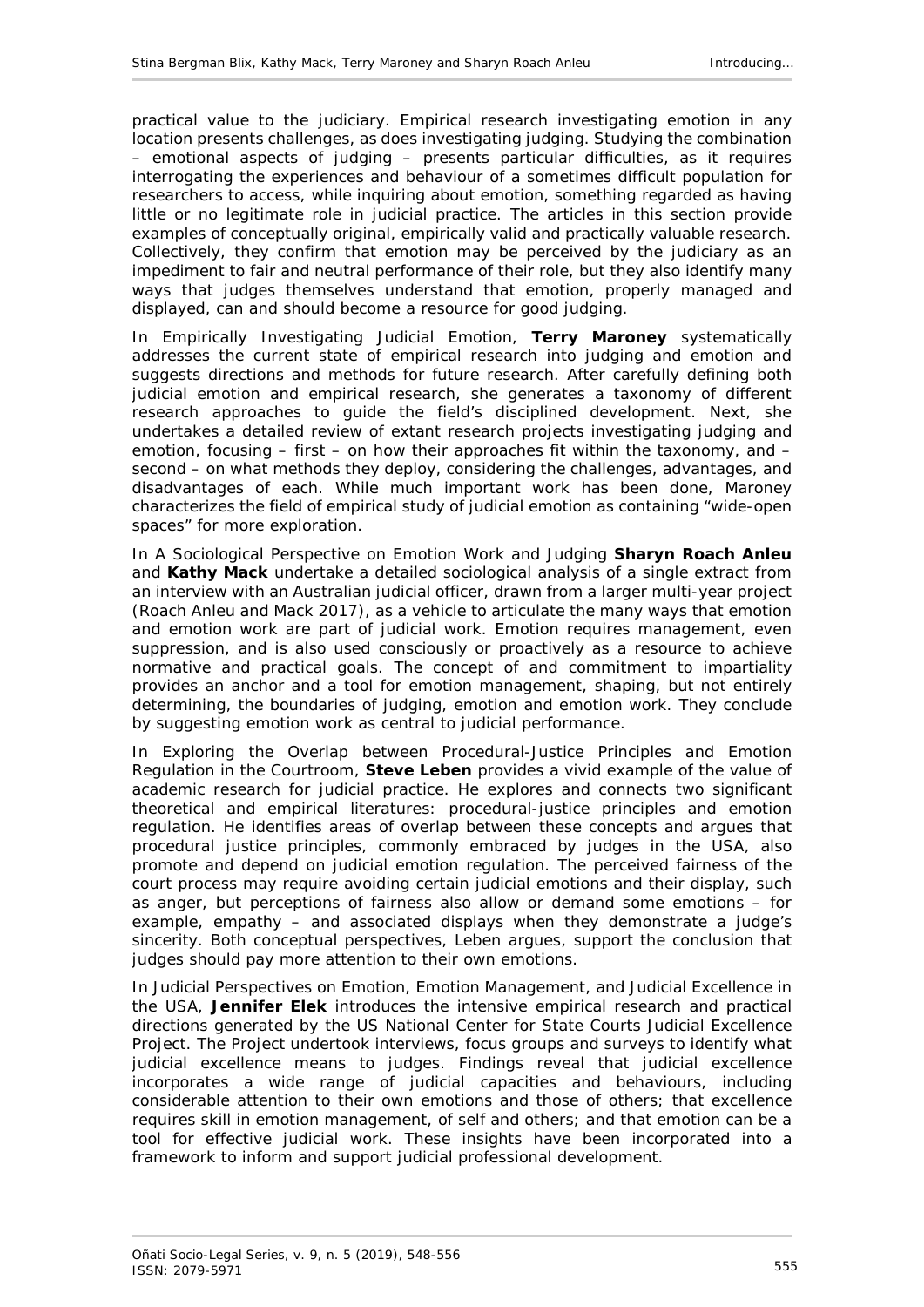practical value to the judiciary. Empirical research investigating emotion in any location presents challenges, as does investigating judging. Studying the combination – emotional aspects of judging – presents particular difficulties, as it requires interrogating the experiences and behaviour of a sometimes difficult population for researchers to access, while inquiring about emotion, something regarded as having little or no legitimate role in judicial practice. The articles in this section provide examples of conceptually original, empirically valid and practically valuable research. Collectively, they confirm that emotion may be perceived by the judiciary as an impediment to fair and neutral performance of their role, but they also identify many ways that judges themselves understand that emotion, properly managed and displayed, can and should become a resource for good judging.

In *Empirically Investigating Judicial Emotion*, **Terry Maroney** systematically addresses the current state of empirical research into judging and emotion and suggests directions and methods for future research. After carefully defining both judicial emotion and empirical research, she generates a taxonomy of different research approaches to guide the field's disciplined development. Next, she undertakes a detailed review of extant research projects investigating judging and emotion, focusing – first – on how their approaches fit within the taxonomy, and – second – on what methods they deploy, considering the challenges, advantages, and disadvantages of each. While much important work has been done, Maroney characterizes the field of empirical study of judicial emotion as containing "wide-open spaces" for more exploration.

In *A Sociological Perspective on Emotion Work and Judging* **Sharyn Roach Anleu** and **Kathy Mack** undertake a detailed sociological analysis of a single extract from an interview with an Australian judicial officer, drawn from a larger multi-year project (Roach Anleu and Mack 2017), as a vehicle to articulate the many ways that emotion and emotion work are part of judicial work. Emotion requires management, even suppression, and is also used consciously or proactively as a resource to achieve normative and practical goals. The concept of and commitment to impartiality provides an anchor and a tool for emotion management, shaping, but not entirely determining, the boundaries of judging, emotion and emotion work. They conclude by suggesting emotion work as central to judicial performance.

In *Exploring the Overlap between Procedural-Justice Principles and Emotion Regulation in the Courtroom*, **Steve Leben** provides a vivid example of the value of academic research for judicial practice. He explores and connects two significant theoretical and empirical literatures: procedural-justice principles and emotion regulation. He identifies areas of overlap between these concepts and argues that procedural justice principles, commonly embraced by judges in the USA, also promote and depend on judicial emotion regulation. The perceived fairness of the court process may require avoiding certain judicial emotions and their display, such as anger, but perceptions of fairness also allow or demand some emotions – for example, empathy – and associated displays when they demonstrate a judge's sincerity. Both conceptual perspectives, Leben argues, support the conclusion that judges should pay more attention to their own emotions.

In *Judicial Perspectives on Emotion, Emotion Management, and Judicial Excellence in the USA*, **Jennifer Elek** introduces the intensive empirical research and practical directions generated by the US National Center for State Courts Judicial Excellence Project. The Project undertook interviews, focus groups and surveys to identify what judicial excellence means to judges. Findings reveal that judicial excellence incorporates a wide range of judicial capacities and behaviours, including considerable attention to their own emotions and those of others; that excellence requires skill in emotion management, of self and others; and that emotion can be a tool for effective judicial work. These insights have been incorporated into a framework to inform and support judicial professional development.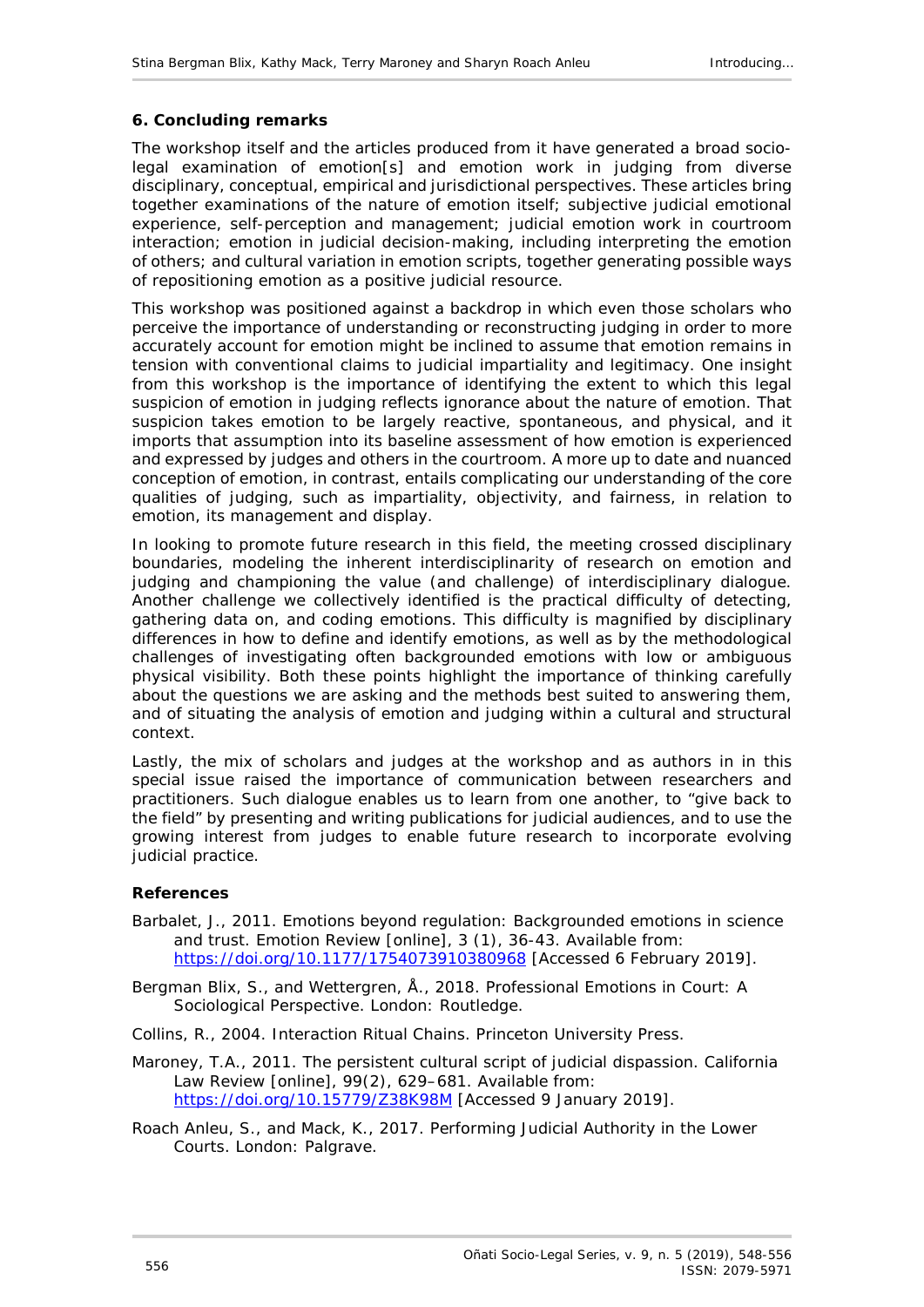### 6. Concluding remarks

The workshop itself and the articles produced from it have generated a broad socio-legal examination of emotion[s] and emotion work in judging from diverse disciplinary, conceptual, empirical and jurisdictional perspectives. These articles bring together examinations of the nature of emotion itself; subjective judicial emotional experience, self-perception and management; judicial emotion work in courtroom interaction; emotion in judicial decision-making, including interpreting the emotion of others; and cultural variation in emotion scripts, together generating possible ways of repositioning emotion as a positive judicial resource.

This workshop was positioned against a backdrop in which even those scholars who perceive the importance of understanding or reconstructing judging in order to more accurately account for emotion might be inclined to assume that emotion remains in tension with conventional claims to judicial impartiality and legitimacy. One insight from this workshop is the importance of identifying the extent to which this legal suspicion of emotion in judging reflects ignorance about the nature of emotion. That suspicion takes emotion to be largely reactive, spontaneous, and physical, and it imports that assumption into its baseline assessment of how emotion is experienced and expressed by judges and others in the courtroom. A more up to date and nuanced conception of emotion, in contrast, entails complicating our understanding of the core qualities of judging, such as impartiality, objectivity, and fairness, in relation to emotion, its management and display.

In looking to promote future research in this field, the meeting crossed disciplinary boundaries, modeling the inherent interdisciplinarity of research on emotion and judging and championing the value (and challenge) of interdisciplinary dialogue. Another challenge we collectively identified is the practical difficulty of detecting, gathering data on, and coding emotions. This difficulty is magnified by disciplinary differences in how to define and identify emotions, as well as by the methodological challenges of investigating often backgrounded emotions with low or ambiguous physical visibility. Both these points highlight the importance of thinking carefully about the questions we are asking and the methods best suited to answering them, and of situating the analysis of emotion and judging within a cultural and structural context.

Lastly, the mix of scholars and judges at the workshop and as authors in in this special issue raised the importance of communication between researchers and practitioners. Such dialogue enables us to learn from one another, to "give back to the field" by presenting and writing publications for judicial audiences, and to use the growing interest from judges to enable future research to incorporate evolving judicial practice.

### References

Barbalet, J., 2011. Emotions beyond regulation: Backgrounded emotions in science and trust. *Emotion Review* [online], 3 (1), 36-43. Available from: https://doi.org/10.1177/1754073910380968 [Accessed 6 February 2019].

Bergman Blix, S., and Wettergren, Å., 2018. *Professional Emotions in Court: A Sociological Perspective*. London: Routledge.

Collins, R., 2004. *Interaction Ritual Chains*. Princeton University Press.

Maroney, T.A., 2011. The persistent cultural script of judicial dispassion. *California Law Review* [online], 99(2), 629–681. Available from: https://doi.org/10.15779/Z38K98M [Accessed 9 January 2019].

Roach Anleu, S., and Mack, K., 2017. *Performing Judicial Authority in the Lower Courts*. London: Palgrave.